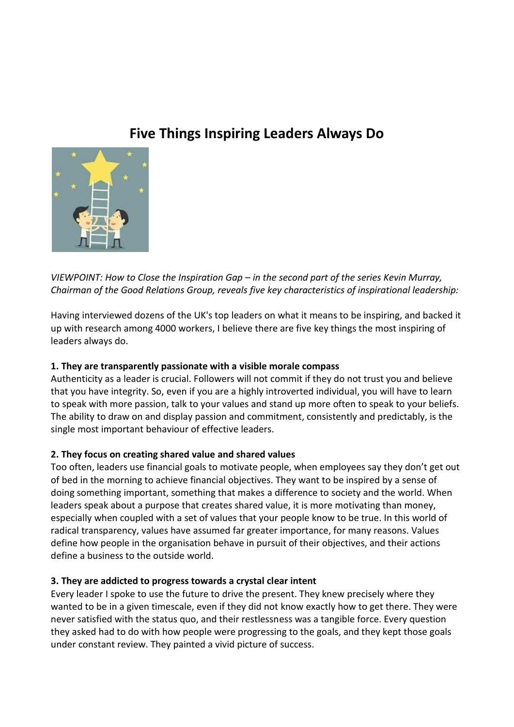# Five Things Inspiring Leaders Always Do

*VIEWPOINT: How to Close the Inspiration Gap – in the second part of the series Kevin Murray, Chairman of the Good Relations Group, reveals five key characteristics of inspirational leadership:*

Having interviewed dozens of the UK's top leaders on what it means to be inspiring, and backed it up with research among 4000 workers, I believe there are five key things the most inspiring of leaders always do.

**1. They are transparently passionate with a visible morale compass**

Authenticity as a leader is crucial. Followers will not commit if they do not trust you and believe that you have integrity. So, even if you are a highly introverted individual, you will have to learn to speak with more passion, talk to your values and stand up more often to speak to your beliefs. The ability to draw on and display passion and commitment, consistently and predictably, is the single most important behaviour of effective leaders.

**2. They focus on creating shared value and shared values**

Too often, leaders use financial goals to motivate people, when employees say they don't get out of bed in the morning to achieve financial objectives. They want to be inspired by a sense of doing something important, something that makes a difference to society and the world. When leaders speak about a purpose that creates shared value, it is more motivating than money, especially when coupled with a set of values that your people know to be true. In this world of radical transparency, values have assumed far greater importance, for many reasons. Values define how people in the organisation behave in pursuit of their objectives, and their actions define a business to the outside world.

**3. They are addicted to progress towards a crystal clear intent**

Every leader I spoke to use the future to drive the present. They knew precisely where they wanted to be in a given timescale, even if they did not know exactly how to get there. They were never satisfied with the status quo, and their restlessness was a tangible force. Every question they asked had to do with how people were progressing to the goals, and they kept those goals under constant review. They painted a vivid picture of success.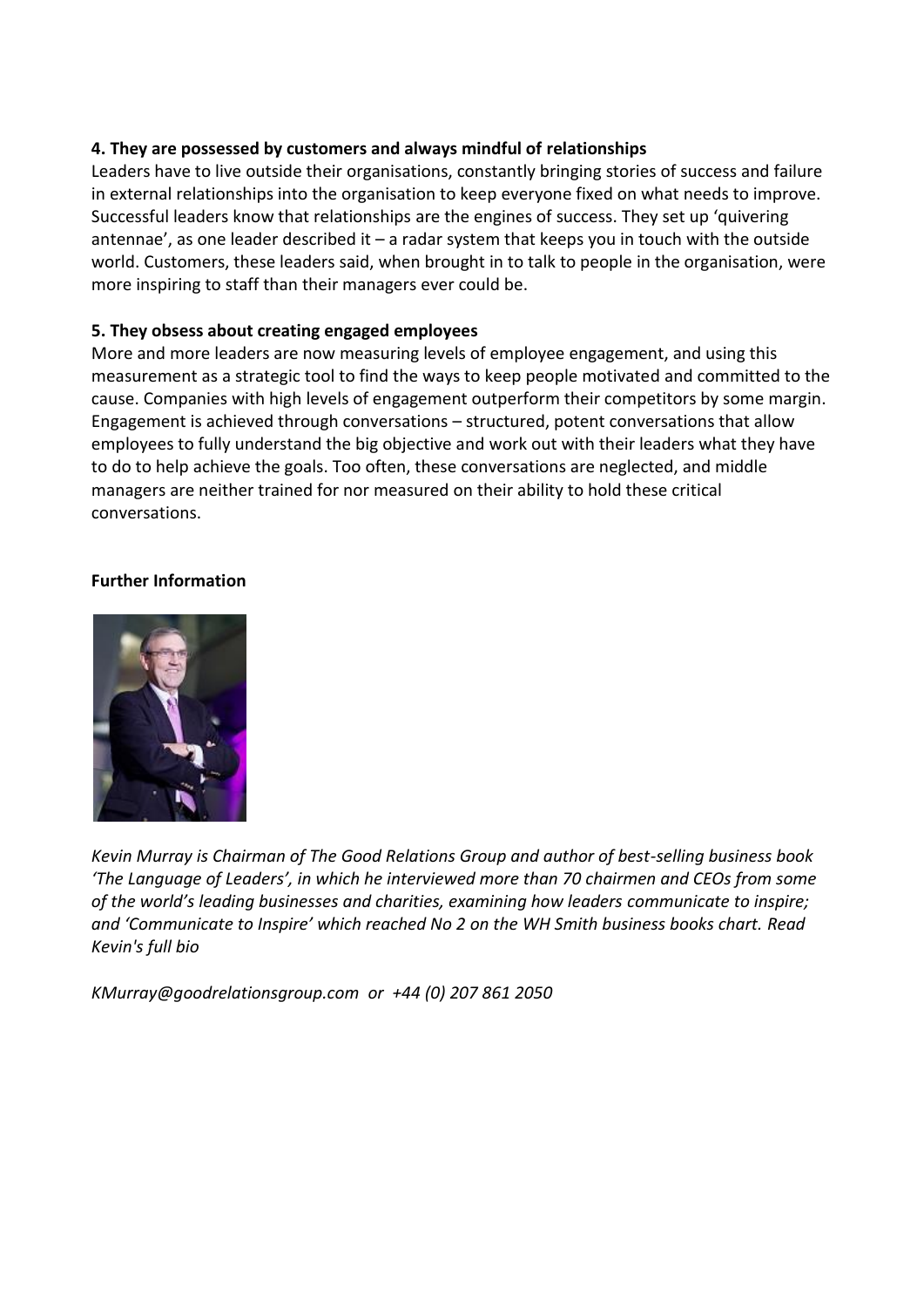**4. They are possessed by customers and always mindful of relationships**

Leaders have to live outside their organisations, constantly bringing stories of success and failure in external relationships into the organisation to keep everyone fixed on what needs to improve. Successful leaders know that relationships are the engines of success. They set up 'quivering antennae', as one leader described it – a radar system that keeps you in touch with the outside world. Customers, these leaders said, when brought in to talk to people in the organisation, were more inspiring to staff than their managers ever could be.

**5. They obsess about creating engaged employees**

More and more leaders are now measuring levels of employee engagement, and using this measurement as a strategic tool to find the ways to keep people motivated and committed to the cause. Companies with high levels of engagement outperform their competitors by some margin. Engagement is achieved through conversations – structured, potent conversations that allow employees to fully understand the big objective and work out with their leaders what they have to do to help achieve the goals. Too often, these conversations are neglected, and middle managers are neither trained for nor measured on their ability to hold these critical conversations.

**Further Information**

*Kevin Murray is Chairman of The Good Relations Group and author of best-selling business book 'The Language of Leaders', in which he interviewed more than 70 chairmen and CEOs from some of the world's leading businesses and charities, examining how leaders communicate to inspire; and 'Communicate to Inspire' which reached No 2 on the WH Smith business books chart. Read Kevin's full bio*

*KMurray@goodrelationsgroup.com or +44 (0) 207 861 2050*